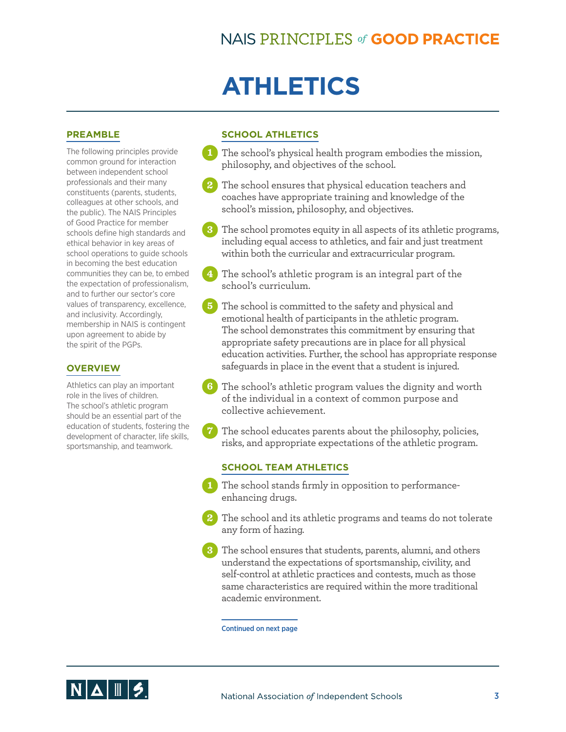# ATHLETICS

## PREAMBLE

The following principles provide common ground for interaction between independent school professionals and their many constituents (parents, students, colleagues at other schools, and the public). The NAIS Principles of Good Practice for member schools define high standards and ethical behavior in key areas of school operations to guide schools in becoming the best education communities they can be, to embed the expectation of professionalism, and to further our sector's core values of transparency, excellence, and inclusivity. Accordingly, membership in NAIS is contingent upon agreement to abide by the spirit of the PGPs.

## OVERVIEW

Athletics can play an important role in the lives of children. The school's athletic program should be an essential part of the education of students, fostering the development of character, life skills, sportsmanship, and teamwork.

## SCHOOL ATHLETICS

1. The school's physical health program embodies the mission, philosophy, and objectives of the school.
2. The school ensures that physical education teachers and coaches have appropriate training and knowledge of the school's mission, philosophy, and objectives.
3. The school promotes equity in all aspects of its athletic programs, including equal access to athletics, and fair and just treatment within both the curricular and extracurricular program.
4. The school's athletic program is an integral part of the school's curriculum.
5. The school is committed to the safety and physical and emotional health of participants in the athletic program. The school demonstrates this commitment by ensuring that appropriate safety precautions are in place for all physical education activities. Further, the school has appropriate response safeguards in place in the event that a student is injured.
6. The school's athletic program values the dignity and worth of the individual in a context of common purpose and collective achievement.
7. The school educates parents about the philosophy, policies, risks, and appropriate expectations of the athletic program.

## SCHOOL TEAM ATHLETICS

1. The school stands firmly in opposition to performance-enhancing drugs.
2. The school and its athletic programs and teams do not tolerate any form of hazing.
3. The school ensures that students, parents, alumni, and others understand the expectations of sportsmanship, civility, and self-control at athletic practices and contests, much as those same characteristics are required within the more traditional academic environment.

Continued on next page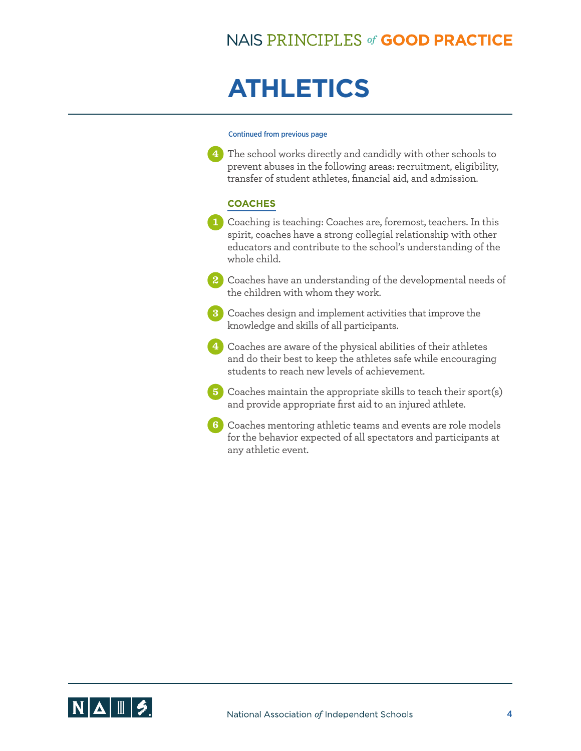# ATHLETICS

Continued from previous page

4. The school works directly and candidly with other schools to prevent abuses in the following areas: recruitment, eligibility, transfer of student athletes, financial aid, and admission.

## COACHES

1. Coaching is teaching: Coaches are, foremost, teachers. In this spirit, coaches have a strong collegial relationship with other educators and contribute to the school's understanding of the whole child.
2. Coaches have an understanding of the developmental needs of the children with whom they work.
3. Coaches design and implement activities that improve the knowledge and skills of all participants.
4. Coaches are aware of the physical abilities of their athletes and do their best to keep the athletes safe while encouraging students to reach new levels of achievement.
5. Coaches maintain the appropriate skills to teach their sport(s) and provide appropriate first aid to an injured athlete.
6. Coaches mentoring athletic teams and events are role models for the behavior expected of all spectators and participants at any athletic event.